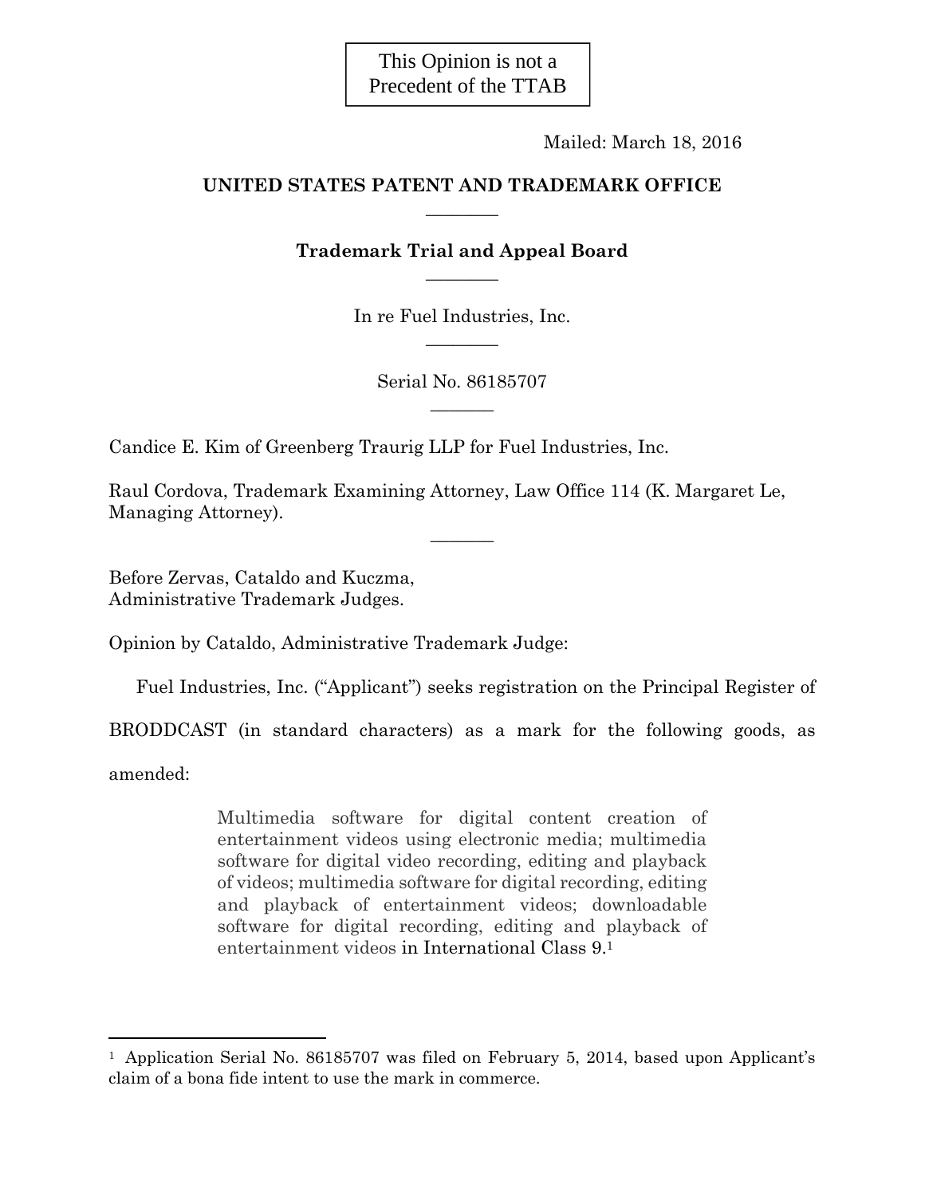This Opinion is not a Precedent of the TTAB

Mailed: March 18, 2016

**UNITED STATES PATENT AND TRADEMARK OFFICE**

———

**Trademark Trial and Appeal Board**

———

In re Fuel Industries, Inc.

———

Serial No. 86185707

———

Candice E. Kim of Greenberg Traurig LLP for Fuel Industries, Inc.

Raul Cordova, Trademark Examining Attorney, Law Office 114 (K. Margaret Le, Managing Attorney).

———

Before Zervas, Cataldo and Kuczma, Administrative Trademark Judges.

Opinion by Cataldo, Administrative Trademark Judge:

Fuel Industries, Inc. ("Applicant") seeks registration on the Principal Register of BRODDCAST (in standard characters) as a mark for the following goods, as amended:

> Multimedia software for digital content creation of entertainment videos using electronic media; multimedia software for digital video recording, editing and playback of videos; multimedia software for digital recording, editing and playback of entertainment videos; downloadable software for digital recording, editing and playback of entertainment videos in International Class 9.[1]

---

[1] Application Serial No. 86185707 was filed on February 5, 2014, based upon Applicant's claim of a bona fide intent to use the mark in commerce.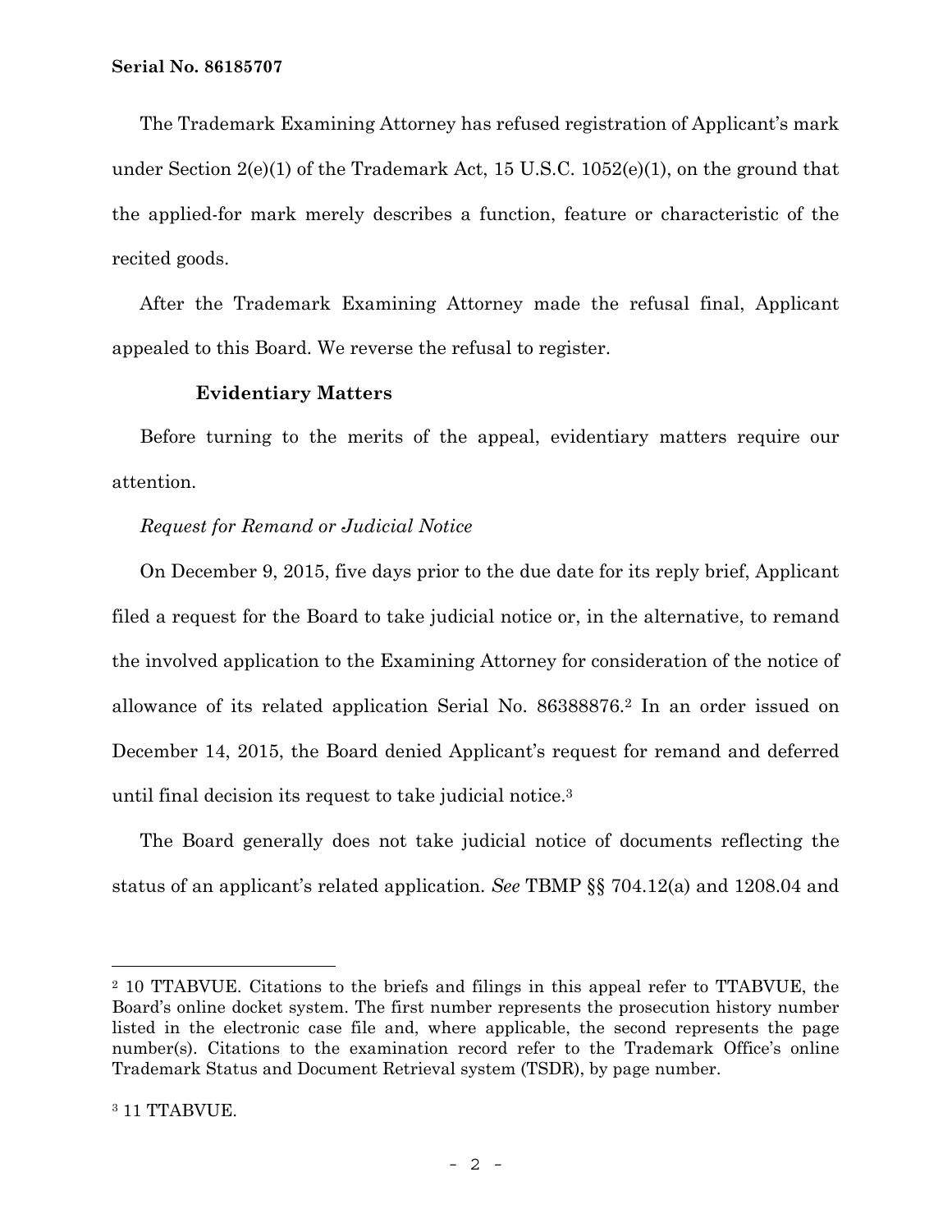The Trademark Examining Attorney has refused registration of Applicant's mark under Section 2(e)(1) of the Trademark Act, 15 U.S.C. 1052(e)(1), on the ground that the applied-for mark merely describes a function, feature or characteristic of the recited goods.

After the Trademark Examining Attorney made the refusal final, Applicant appealed to this Board. We reverse the refusal to register.

### Evidentiary Matters

Before turning to the merits of the appeal, evidentiary matters require our attention.

*Request for Remand or Judicial Notice*

On December 9, 2015, five days prior to the due date for its reply brief, Applicant filed a request for the Board to take judicial notice or, in the alternative, to remand the involved application to the Examining Attorney for consideration of the notice of allowance of its related application Serial No. 86388876.[2] In an order issued on December 14, 2015, the Board denied Applicant's request for remand and deferred until final decision its request to take judicial notice.[3]

The Board generally does not take judicial notice of documents reflecting the status of an applicant's related application. *See* TBMP §§ 704.12(a) and 1208.04 and

---

[2] 10 TTABVUE. Citations to the briefs and filings in this appeal refer to TTABVUE, the Board's online docket system. The first number represents the prosecution history number listed in the electronic case file and, where applicable, the second represents the page number(s). Citations to the examination record refer to the Trademark Office's online Trademark Status and Document Retrieval system (TSDR), by page number.

[3] 11 TTABVUE.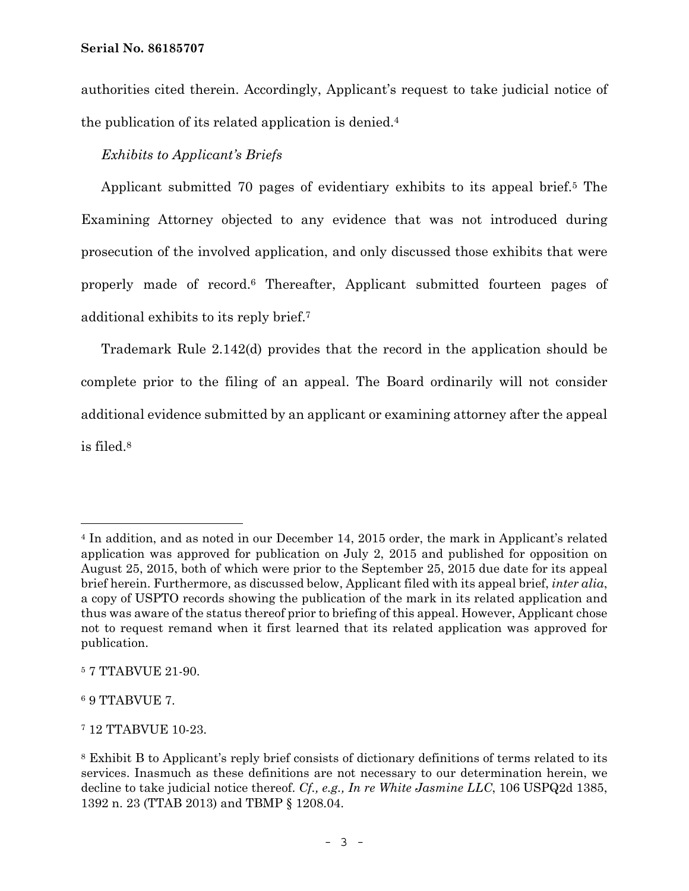authorities cited therein. Accordingly, Applicant's request to take judicial notice of the publication of its related application is denied.[4]

*Exhibits to Applicant's Briefs*

Applicant submitted 70 pages of evidentiary exhibits to its appeal brief.[5] The Examining Attorney objected to any evidence that was not introduced during prosecution of the involved application, and only discussed those exhibits that were properly made of record.[6] Thereafter, Applicant submitted fourteen pages of additional exhibits to its reply brief.[7]

Trademark Rule 2.142(d) provides that the record in the application should be complete prior to the filing of an appeal. The Board ordinarily will not consider additional evidence submitted by an applicant or examining attorney after the appeal is filed.[8]

---

[4] In addition, and as noted in our December 14, 2015 order, the mark in Applicant's related application was approved for publication on July 2, 2015 and published for opposition on August 25, 2015, both of which were prior to the September 25, 2015 due date for its appeal brief herein. Furthermore, as discussed below, Applicant filed with its appeal brief, *inter alia*, a copy of USPTO records showing the publication of the mark in its related application and thus was aware of the status thereof prior to briefing of this appeal. However, Applicant chose not to request remand when it first learned that its related application was approved for publication.

[5] 7 TTABVUE 21-90.

[6] 9 TTABVUE 7.

[7] 12 TTABVUE 10-23.

[8] Exhibit B to Applicant's reply brief consists of dictionary definitions of terms related to its services. Inasmuch as these definitions are not necessary to our determination herein, we decline to take judicial notice thereof. *Cf., e.g., In re White Jasmine LLC*, 106 USPQ2d 1385, 1392 n. 23 (TTAB 2013) and TBMP § 1208.04.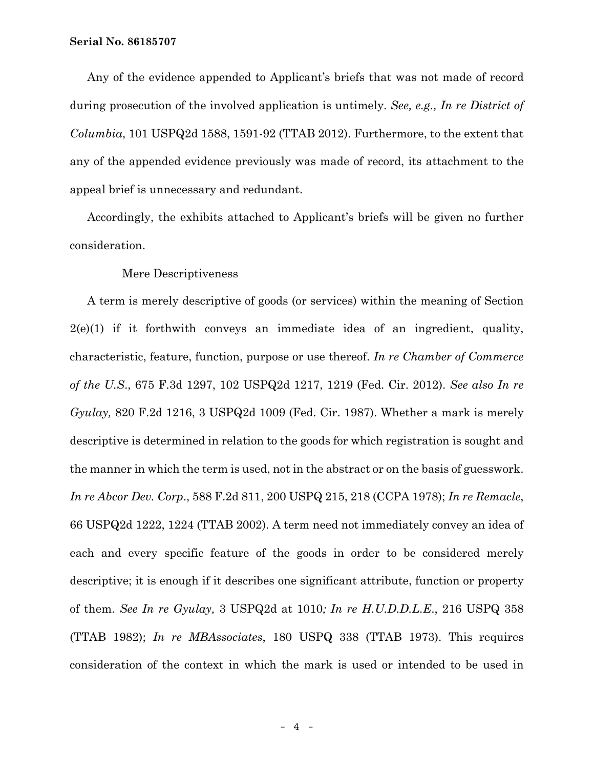Any of the evidence appended to Applicant's briefs that was not made of record during prosecution of the involved application is untimely. *See, e.g., In re District of Columbia*, 101 USPQ2d 1588, 1591-92 (TTAB 2012). Furthermore, to the extent that any of the appended evidence previously was made of record, its attachment to the appeal brief is unnecessary and redundant.

Accordingly, the exhibits attached to Applicant's briefs will be given no further consideration.

### Mere Descriptiveness

A term is merely descriptive of goods (or services) within the meaning of Section 2(e)(1) if it forthwith conveys an immediate idea of an ingredient, quality, characteristic, feature, function, purpose or use thereof. *In re Chamber of Commerce of the U.S.*, 675 F.3d 1297, 102 USPQ2d 1217, 1219 (Fed. Cir. 2012). *See also In re Gyulay,* 820 F.2d 1216, 3 USPQ2d 1009 (Fed. Cir. 1987). Whether a mark is merely descriptive is determined in relation to the goods for which registration is sought and the manner in which the term is used, not in the abstract or on the basis of guesswork. *In re Abcor Dev. Corp*., 588 F.2d 811, 200 USPQ 215, 218 (CCPA 1978); *In re Remacle*, 66 USPQ2d 1222, 1224 (TTAB 2002). A term need not immediately convey an idea of each and every specific feature of the goods in order to be considered merely descriptive; it is enough if it describes one significant attribute, function or property of them. *See In re Gyulay,* 3 USPQ2d at 1010*; In re H.U.D.D.L.E.*, 216 USPQ 358 (TTAB 1982); *In re MBAssociates*, 180 USPQ 338 (TTAB 1973). This requires consideration of the context in which the mark is used or intended to be used in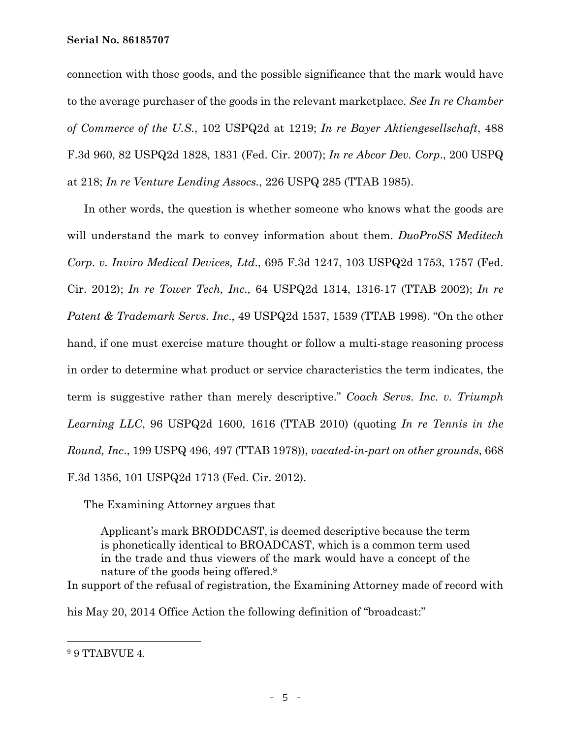connection with those goods, and the possible significance that the mark would have to the average purchaser of the goods in the relevant marketplace. *See In re Chamber of Commerce of the U.S.*, 102 USPQ2d at 1219; *In re Bayer Aktiengesellschaft*, 488 F.3d 960, 82 USPQ2d 1828, 1831 (Fed. Cir. 2007); *In re Abcor Dev. Corp*., 200 USPQ at 218; *In re Venture Lending Assocs.*, 226 USPQ 285 (TTAB 1985).

In other words, the question is whether someone who knows what the goods are will understand the mark to convey information about them. *DuoProSS Meditech Corp. v. Inviro Medical Devices, Ltd*., 695 F.3d 1247, 103 USPQ2d 1753, 1757 (Fed. Cir. 2012); *In re Tower Tech, Inc.,* 64 USPQ2d 1314, 1316-17 (TTAB 2002); *In re Patent & Trademark Servs. Inc*., 49 USPQ2d 1537, 1539 (TTAB 1998). "On the other hand, if one must exercise mature thought or follow a multi-stage reasoning process in order to determine what product or service characteristics the term indicates, the term is suggestive rather than merely descriptive." *Coach Servs. Inc. v. Triumph Learning LLC*, 96 USPQ2d 1600, 1616 (TTAB 2010) (quoting *In re Tennis in the Round, Inc*., 199 USPQ 496, 497 (TTAB 1978)), *vacated-in-part on other grounds*, 668 F.3d 1356, 101 USPQ2d 1713 (Fed. Cir. 2012).

The Examining Attorney argues that

> Applicant's mark BRODDCAST, is deemed descriptive because the term is phonetically identical to BROADCAST, which is a common term used in the trade and thus viewers of the mark would have a concept of the nature of the goods being offered.[9]

In support of the refusal of registration, the Examining Attorney made of record with his May 20, 2014 Office Action the following definition of "broadcast:"

[9] 9 TTABVUE 4.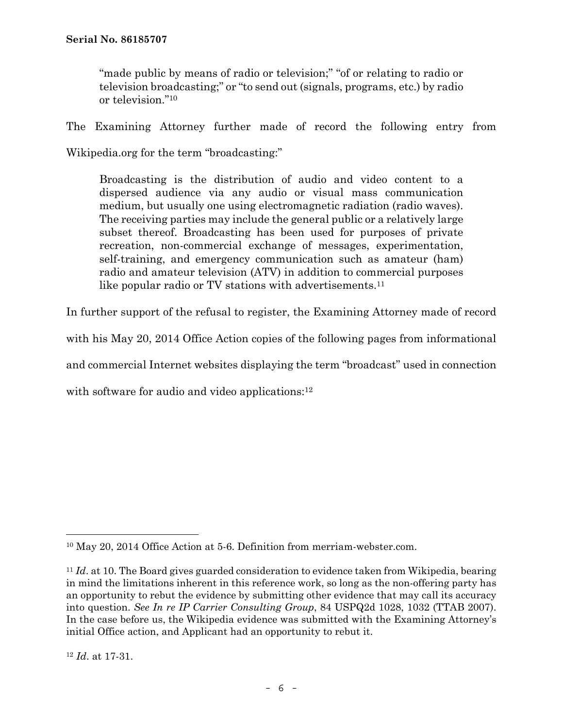> "made public by means of radio or television;" "of or relating to radio or television broadcasting;" or "to send out (signals, programs, etc.) by radio or television."[10]

The Examining Attorney further made of record the following entry from Wikipedia.org for the term "broadcasting:"

> Broadcasting is the distribution of audio and video content to a dispersed audience via any audio or visual mass communication medium, but usually one using electromagnetic radiation (radio waves). The receiving parties may include the general public or a relatively large subset thereof. Broadcasting has been used for purposes of private recreation, non-commercial exchange of messages, experimentation, self-training, and emergency communication such as amateur (ham) radio and amateur television (ATV) in addition to commercial purposes like popular radio or TV stations with advertisements.[11]

In further support of the refusal to register, the Examining Attorney made of record with his May 20, 2014 Office Action copies of the following pages from informational and commercial Internet websites displaying the term "broadcast" used in connection with software for audio and video applications:[12]

---

[10] May 20, 2014 Office Action at 5-6. Definition from merriam-webster.com.

[11] *Id*. at 10. The Board gives guarded consideration to evidence taken from Wikipedia, bearing in mind the limitations inherent in this reference work, so long as the non-offering party has an opportunity to rebut the evidence by submitting other evidence that may call its accuracy into question. *See In re IP Carrier Consulting Group*, 84 USPQ2d 1028, 1032 (TTAB 2007). In the case before us, the Wikipedia evidence was submitted with the Examining Attorney's initial Office action, and Applicant had an opportunity to rebut it.

[12] *Id*. at 17-31.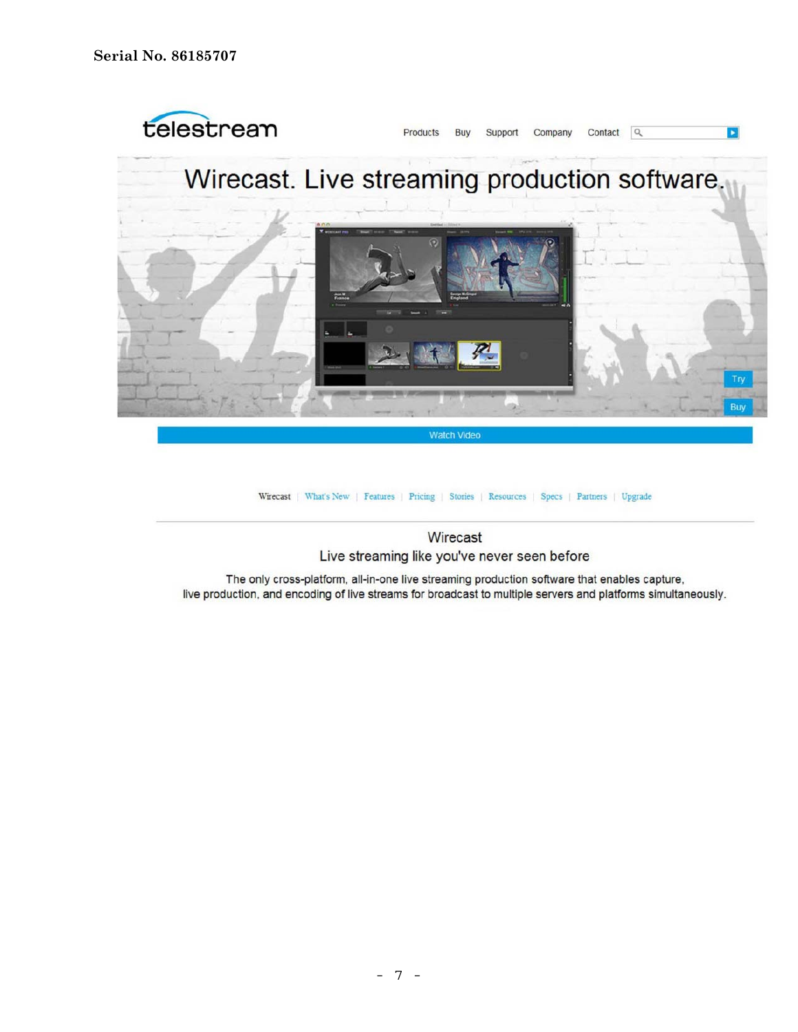Serial No. 86185707

telestream

Products Buy Support Company Contact

Wirecast. Live streaming production software.

Try

Buy

Watch Video

Wirecast | What's New | Features | Pricing | Stories | Resources | Specs | Partners | Upgrade

Wirecast

Live streaming like you've never seen before

The only cross-platform, all-in-one live streaming production software that enables capture, live production, and encoding of live streams for broadcast to multiple servers and platforms simultaneously.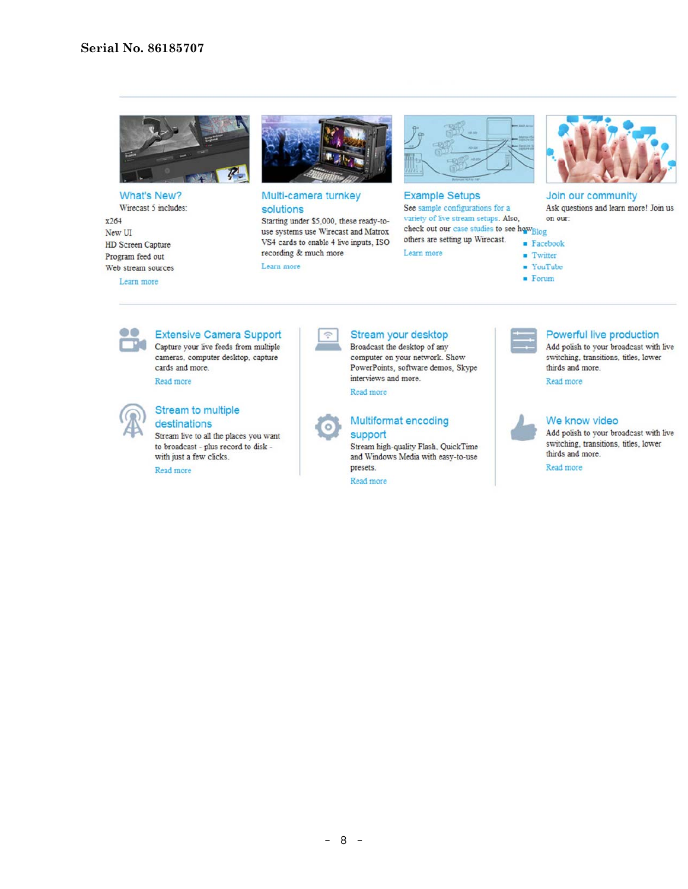Serial No. 86185707

### What's New?

Wirecast 5 includes:

x264
New UI
HD Screen Capture
Program feed out
Web stream sources

Learn more

### Multi-camera turnkey solutions

Starting under $5,000, these ready-to-use systems use Wirecast and Matrox VS4 cards to enable 4 live inputs, ISO recording & much more

Learn more

### Example Setups

See sample configurations for a variety of live stream setups. Also, check out our case studies to see how others are setting up Wirecast.

Learn more

### Join our community

Ask questions and learn more! Join us on our:

- Blog
- Facebook
- Twitter
- YouTube
- Forum

### Extensive Camera Support

Capture your live feeds from multiple cameras, computer desktop, capture cards and more.

Read more

### Stream to multiple destinations

Stream live to all the places you want to broadcast - plus record to disk - with just a few clicks.

Read more

### Stream your desktop

Broadcast the desktop of any computer on your network. Show PowerPoints, software demos, Skype interviews and more.

Read more

### Multiformat encoding support

Stream high-quality Flash, QuickTime and Windows Media with easy-to-use presets.

Read more

### Powerful live production

Add polish to your broadcast with live switching, transitions, titles, lower thirds and more.

Read more

### We know video

Add polish to your broadcast with live switching, transitions, titles, lower thirds and more.

Read more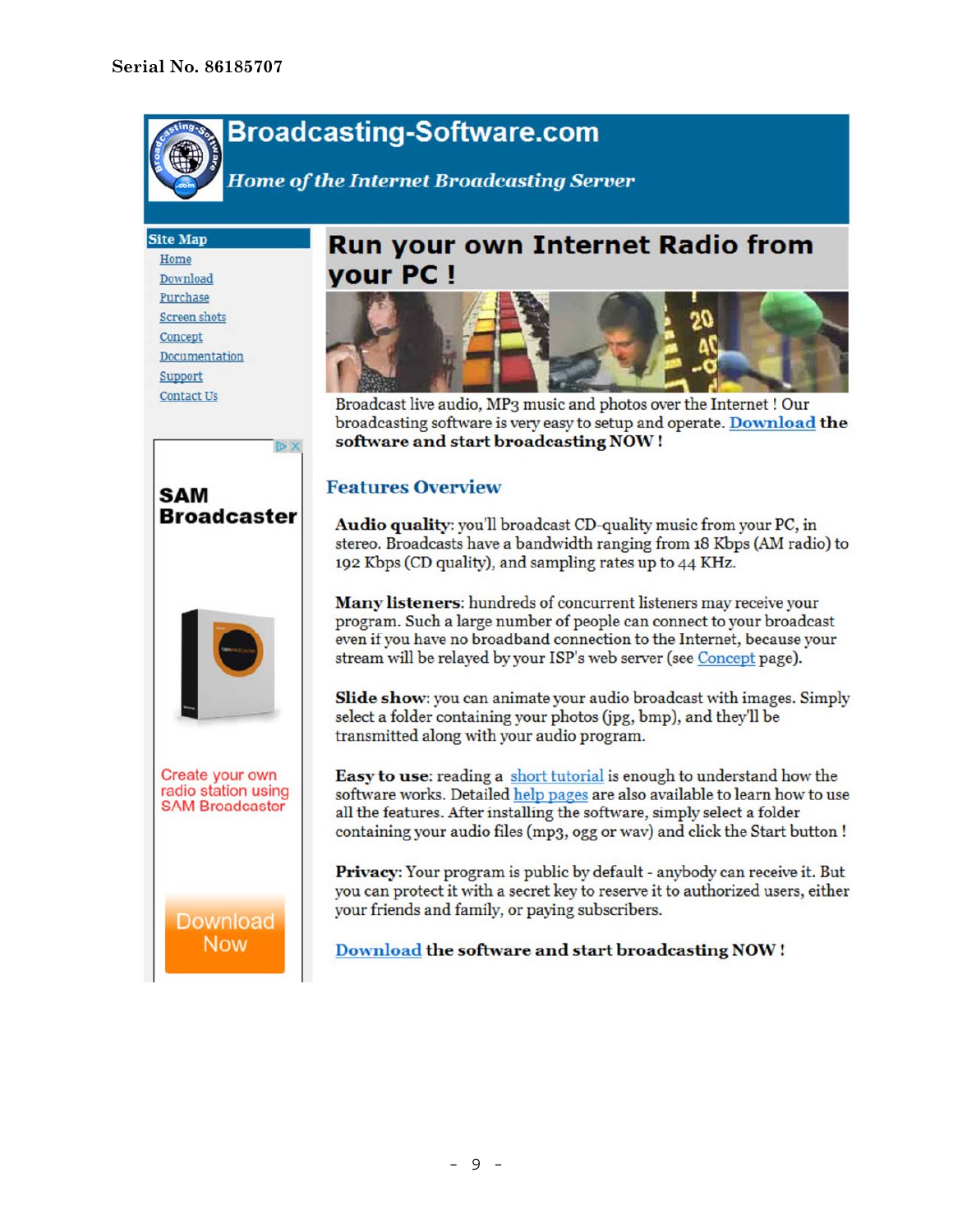Serial No. 86185707

# Broadcasting-Software.com

*Home of the Internet Broadcasting Server*

**Site Map**

- Home
- Download
- Purchase
- Screen shots
- Concept
- Documentation
- Support
- Contact Us

SAM Broadcaster

Create your own radio station using SAM Broadcaster

Download Now

## Run your own Internet Radio from your PC !

Broadcast live audio, MP3 music and photos over the Internet ! Our broadcasting software is very easy to setup and operate. **Download the software and start broadcasting NOW !**

### Features Overview

**Audio quality**: you'll broadcast CD-quality music from your PC, in stereo. Broadcasts have a bandwidth ranging from 18 Kbps (AM radio) to 192 Kbps (CD quality), and sampling rates up to 44 KHz.

**Many listeners**: hundreds of concurrent listeners may receive your program. Such a large number of people can connect to your broadcast even if you have no broadband connection to the Internet, because your stream will be relayed by your ISP's web server (see Concept page).

**Slide show**: you can animate your audio broadcast with images. Simply select a folder containing your photos (jpg, bmp), and they'll be transmitted along with your audio program.

**Easy to use**: reading a short tutorial is enough to understand how the software works. Detailed help pages are also available to learn how to use all the features. After installing the software, simply select a folder containing your audio files (mp3, ogg or wav) and click the Start button !

**Privacy**: Your program is public by default - anybody can receive it. But you can protect it with a secret key to reserve it to authorized users, either your friends and family, or paying subscribers.

**Download the software and start broadcasting NOW !**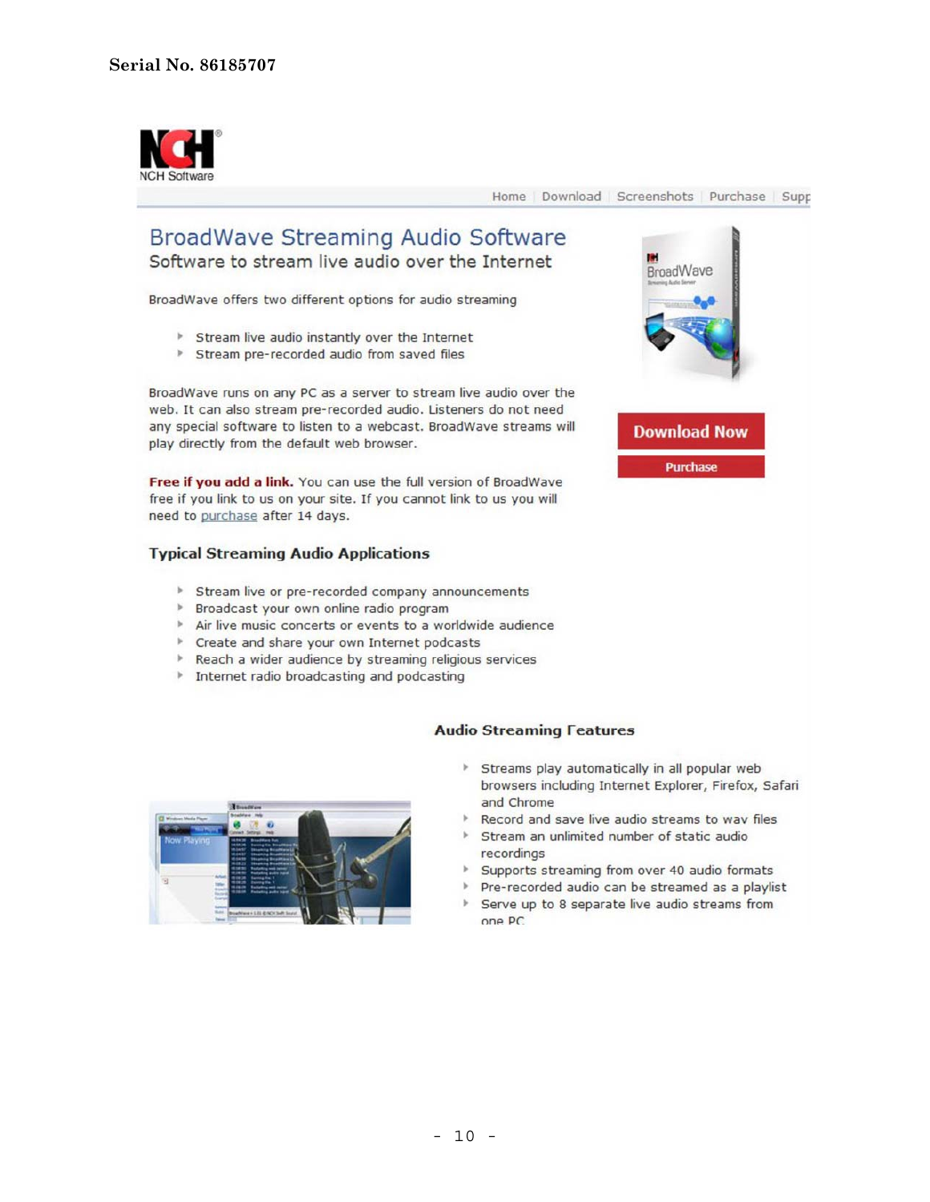Serial No. 86185707

NCH Software

Home | Download | Screenshots | Purchase | Supp

# BroadWave Streaming Audio Software

Software to stream live audio over the Internet

BroadWave offers two different options for audio streaming

- Stream live audio instantly over the Internet
- Stream pre-recorded audio from saved files

BroadWave runs on any PC as a server to stream live audio over the web. It can also stream pre-recorded audio. Listeners do not need any special software to listen to a webcast. BroadWave streams will play directly from the default web browser.

**Free if you add a link.** You can use the full version of BroadWave free if you link to us on your site. If you cannot link to us you will need to purchase after 14 days.

Download Now

Purchase

## Typical Streaming Audio Applications

- Stream live or pre-recorded company announcements
- Broadcast your own online radio program
- Air live music concerts or events to a worldwide audience
- Create and share your own Internet podcasts
- Reach a wider audience by streaming religious services
- Internet radio broadcasting and podcasting

## Audio Streaming Features

- Streams play automatically in all popular web browsers including Internet Explorer, Firefox, Safari and Chrome
- Record and save live audio streams to wav files
- Stream an unlimited number of static audio recordings
- Supports streaming from over 40 audio formats
- Pre-recorded audio can be streamed as a playlist
- Serve up to 8 separate live audio streams from one PC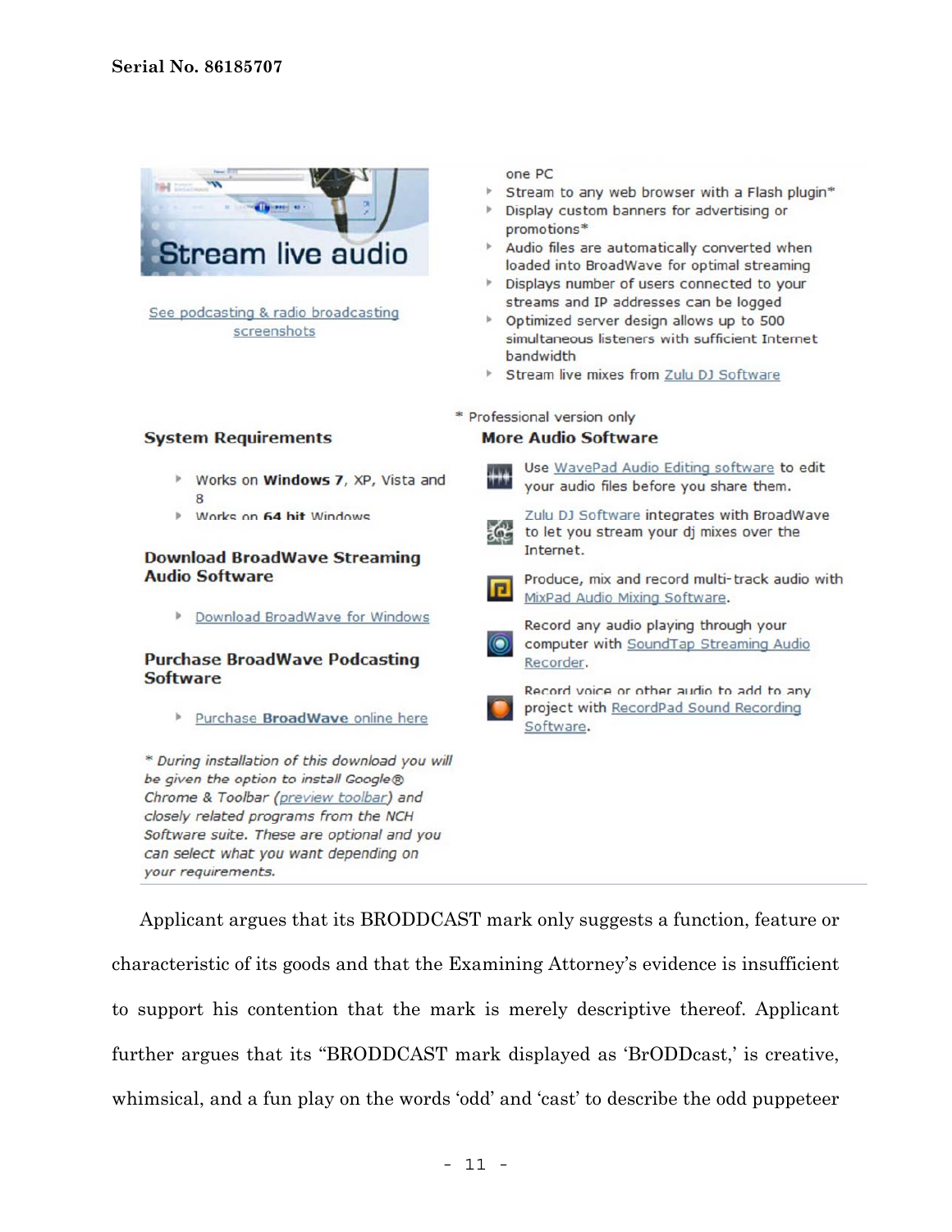Stream live audio

See podcasting & radio broadcasting screenshots

one PC

- Stream to any web browser with a Flash plugin*
- Display custom banners for advertising or promotions*
- Audio files are automatically converted when loaded into BroadWave for optimal streaming
- Displays number of users connected to your streams and IP addresses can be logged
- Optimized server design allows up to 500 simultaneous listeners with sufficient Internet bandwidth
- Stream live mixes from Zulu DJ Software

* Professional version only

**System Requirements**

- Works on **Windows 7**, XP, Vista and 8
- Works on **64 bit** Windows

**Download BroadWave Streaming Audio Software**

- Download BroadWave for Windows

**Purchase BroadWave Podcasting Software**

- Purchase **BroadWave** online here

*\* During installation of this download you will be given the option to install Google® Chrome & Toolbar (preview toolbar) and closely related programs from the NCH Software suite. These are optional and you can select what you want depending on your requirements.*

**More Audio Software**

Use WavePad Audio Editing software to edit your audio files before you share them.

Zulu DJ Software integrates with BroadWave to let you stream your dj mixes over the Internet.

Produce, mix and record multi-track audio with MixPad Audio Mixing Software.

Record any audio playing through your computer with SoundTap Streaming Audio Recorder.

Record voice or other audio to add to any project with RecordPad Sound Recording Software.

Applicant argues that its BRODDCAST mark only suggests a function, feature or characteristic of its goods and that the Examining Attorney's evidence is insufficient to support his contention that the mark is merely descriptive thereof. Applicant further argues that its "BRODDCAST mark displayed as 'BrODDcast,' is creative, whimsical, and a fun play on the words 'odd' and 'cast' to describe the odd puppeteer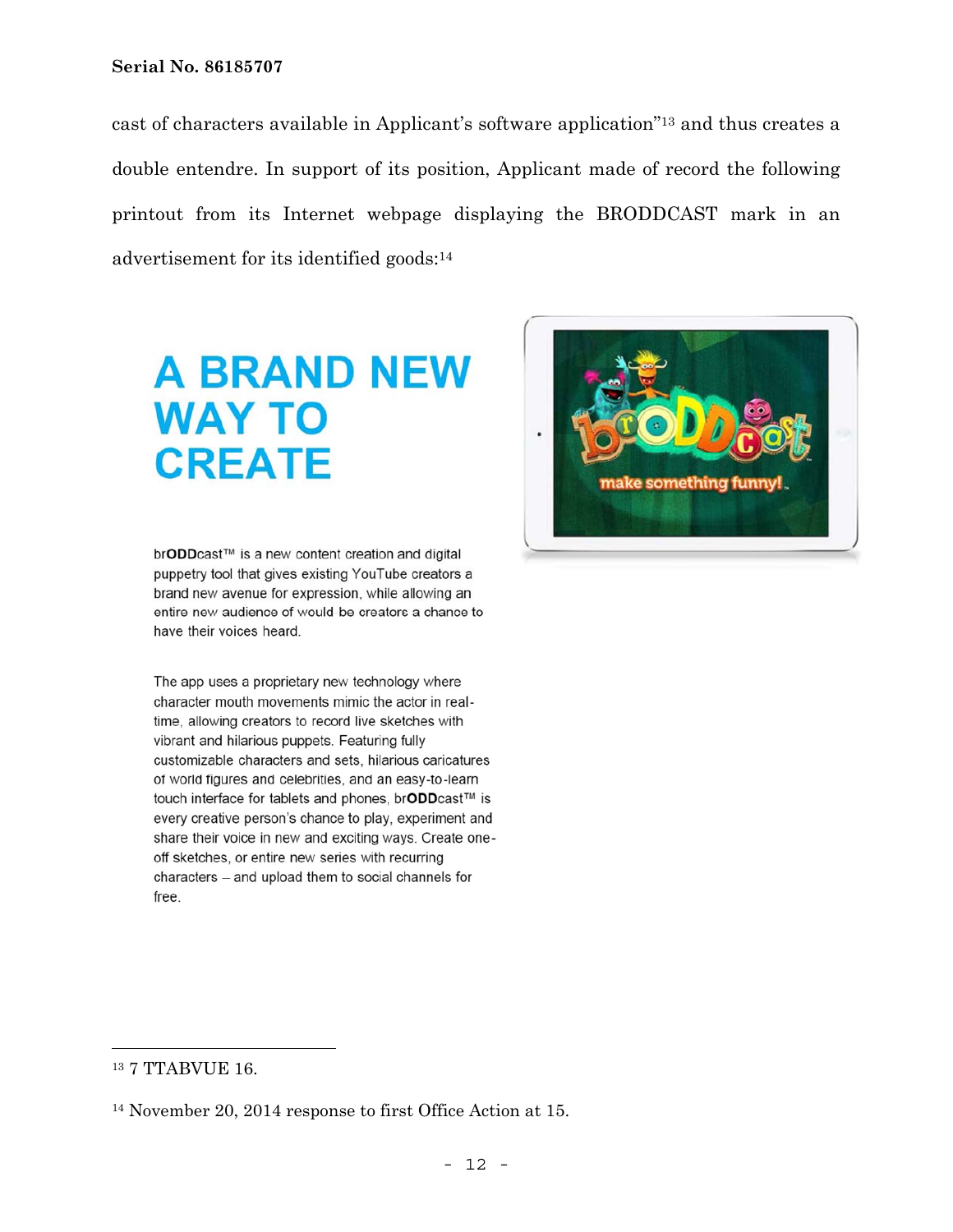cast of characters available in Applicant's software application"[13] and thus creates a double entendre. In support of its position, Applicant made of record the following printout from its Internet webpage displaying the BRODDCAST mark in an advertisement for its identified goods:[14]

## A BRAND NEW WAY TO CREATE

br**ODD**cast™ is a new content creation and digital puppetry tool that gives existing YouTube creators a brand new avenue for expression, while allowing an entire new audience of would be creators a chance to have their voices heard.

The app uses a proprietary new technology where character mouth movements mimic the actor in real-time, allowing creators to record live sketches with vibrant and hilarious puppets. Featuring fully customizable characters and sets, hilarious caricatures of world figures and celebrities, and an easy-to-learn touch interface for tablets and phones, br**ODD**cast™ is every creative person's chance to play, experiment and share their voice in new and exciting ways. Create one-off sketches, or entire new series with recurring characters – and upload them to social channels for free.

broDDcast

make something funny!

---

[13] 7 TTABVUE 16.

[14] November 20, 2014 response to first Office Action at 15.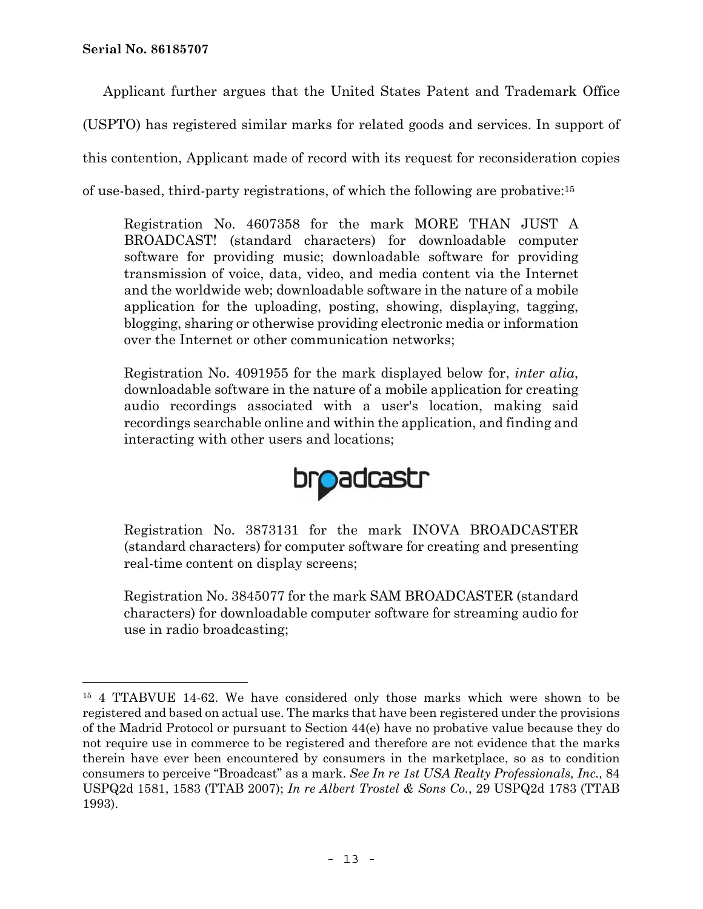Applicant further argues that the United States Patent and Trademark Office (USPTO) has registered similar marks for related goods and services. In support of this contention, Applicant made of record with its request for reconsideration copies of use-based, third-party registrations, of which the following are probative:[15]

> Registration No. 4607358 for the mark MORE THAN JUST A BROADCAST! (standard characters) for downloadable computer software for providing music; downloadable software for providing transmission of voice, data, video, and media content via the Internet and the worldwide web; downloadable software in the nature of a mobile application for the uploading, posting, showing, displaying, tagging, blogging, sharing or otherwise providing electronic media or information over the Internet or other communication networks;
>
> Registration No. 4091955 for the mark displayed below for, *inter alia*, downloadable software in the nature of a mobile application for creating audio recordings associated with a user's location, making said recordings searchable online and within the application, and finding and interacting with other users and locations;
>
> broadcastr
>
> Registration No. 3873131 for the mark INOVA BROADCASTER (standard characters) for computer software for creating and presenting real-time content on display screens;
>
> Registration No. 3845077 for the mark SAM BROADCASTER (standard characters) for downloadable computer software for streaming audio for use in radio broadcasting;

---

[15] 4 TTABVUE 14-62. We have considered only those marks which were shown to be registered and based on actual use. The marks that have been registered under the provisions of the Madrid Protocol or pursuant to Section 44(e) have no probative value because they do not require use in commerce to be registered and therefore are not evidence that the marks therein have ever been encountered by consumers in the marketplace, so as to condition consumers to perceive "Broadcast" as a mark. *See In re 1st USA Realty Professionals, Inc.,* 84 USPQ2d 1581, 1583 (TTAB 2007); *In re Albert Trostel & Sons Co.*, 29 USPQ2d 1783 (TTAB 1993).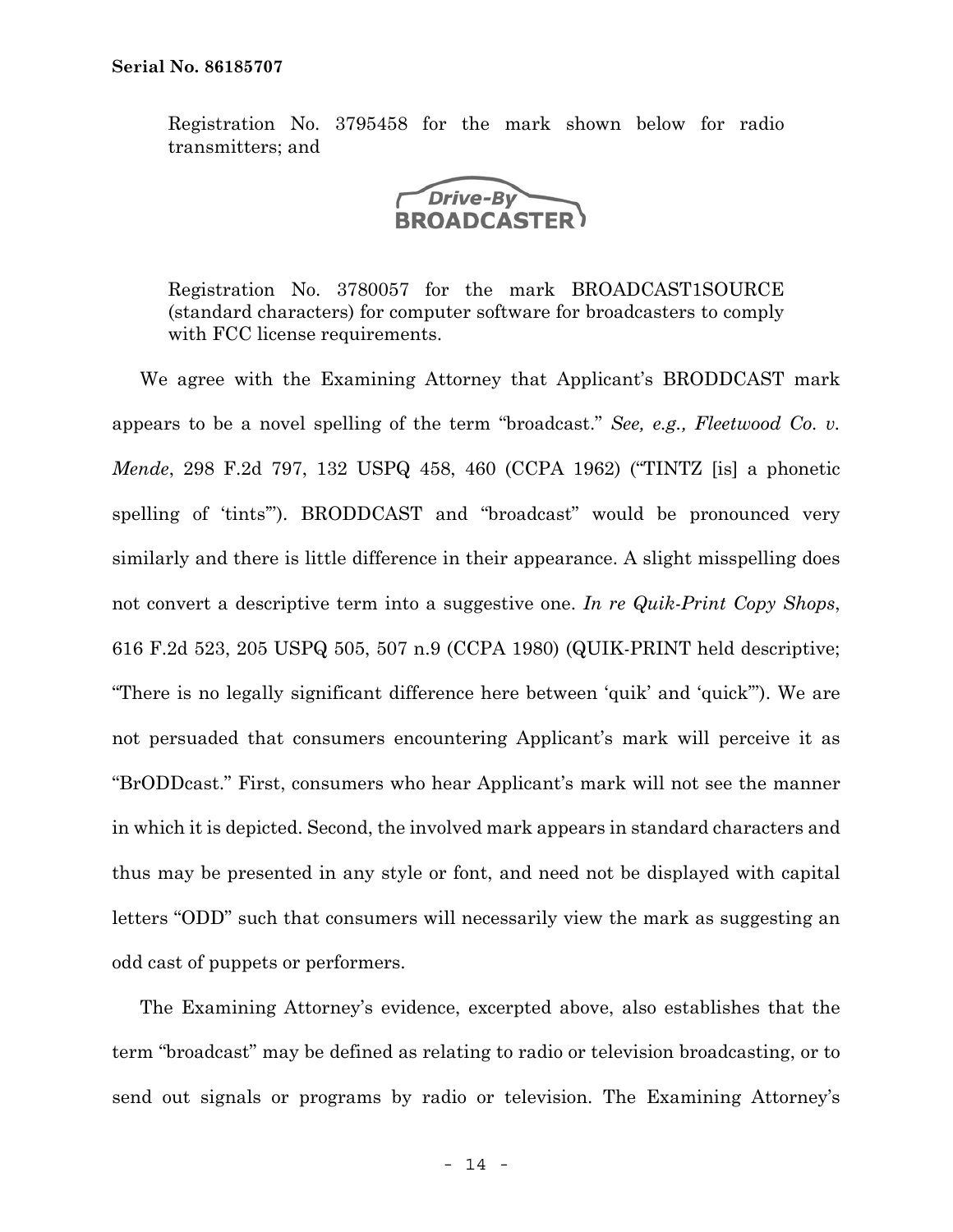Registration No. 3795458 for the mark shown below for radio transmitters; and

Drive-By BROADCASTER

Registration No. 3780057 for the mark BROADCAST1SOURCE (standard characters) for computer software for broadcasters to comply with FCC license requirements.

We agree with the Examining Attorney that Applicant's BRODDCAST mark appears to be a novel spelling of the term "broadcast." *See, e.g., Fleetwood Co. v. Mende*, 298 F.2d 797, 132 USPQ 458, 460 (CCPA 1962) ("TINTZ [is] a phonetic spelling of 'tints'"). BRODDCAST and "broadcast" would be pronounced very similarly and there is little difference in their appearance. A slight misspelling does not convert a descriptive term into a suggestive one. *In re Quik-Print Copy Shops*, 616 F.2d 523, 205 USPQ 505, 507 n.9 (CCPA 1980) (QUIK-PRINT held descriptive; "There is no legally significant difference here between 'quik' and 'quick'"). We are not persuaded that consumers encountering Applicant's mark will perceive it as "BrODDcast." First, consumers who hear Applicant's mark will not see the manner in which it is depicted. Second, the involved mark appears in standard characters and thus may be presented in any style or font, and need not be displayed with capital letters "ODD" such that consumers will necessarily view the mark as suggesting an odd cast of puppets or performers.

The Examining Attorney's evidence, excerpted above, also establishes that the term "broadcast" may be defined as relating to radio or television broadcasting, or to send out signals or programs by radio or television. The Examining Attorney's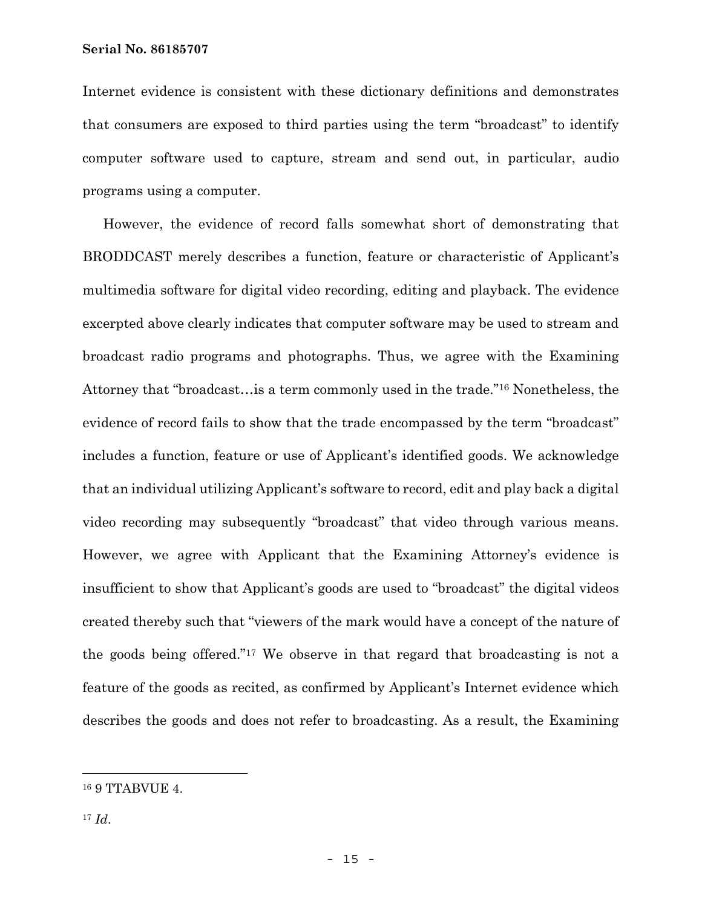Internet evidence is consistent with these dictionary definitions and demonstrates that consumers are exposed to third parties using the term "broadcast" to identify computer software used to capture, stream and send out, in particular, audio programs using a computer.

However, the evidence of record falls somewhat short of demonstrating that BRODDCAST merely describes a function, feature or characteristic of Applicant's multimedia software for digital video recording, editing and playback. The evidence excerpted above clearly indicates that computer software may be used to stream and broadcast radio programs and photographs. Thus, we agree with the Examining Attorney that "broadcast…is a term commonly used in the trade."[16] Nonetheless, the evidence of record fails to show that the trade encompassed by the term "broadcast" includes a function, feature or use of Applicant's identified goods. We acknowledge that an individual utilizing Applicant's software to record, edit and play back a digital video recording may subsequently "broadcast" that video through various means. However, we agree with Applicant that the Examining Attorney's evidence is insufficient to show that Applicant's goods are used to "broadcast" the digital videos created thereby such that "viewers of the mark would have a concept of the nature of the goods being offered."[17] We observe in that regard that broadcasting is not a feature of the goods as recited, as confirmed by Applicant's Internet evidence which describes the goods and does not refer to broadcasting. As a result, the Examining

---

[16] 9 TTABVUE 4.

[17] *Id.*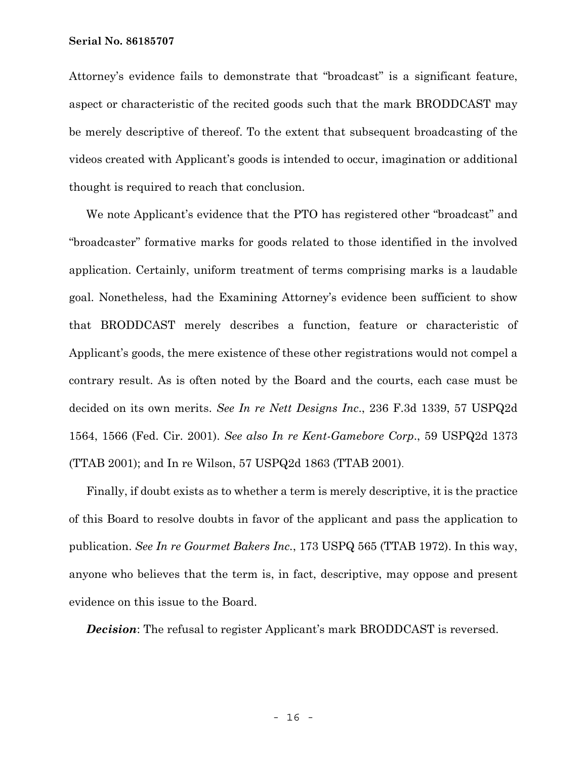Attorney's evidence fails to demonstrate that "broadcast" is a significant feature, aspect or characteristic of the recited goods such that the mark BRODDCAST may be merely descriptive of thereof. To the extent that subsequent broadcasting of the videos created with Applicant's goods is intended to occur, imagination or additional thought is required to reach that conclusion.

We note Applicant's evidence that the PTO has registered other "broadcast" and "broadcaster" formative marks for goods related to those identified in the involved application. Certainly, uniform treatment of terms comprising marks is a laudable goal. Nonetheless, had the Examining Attorney's evidence been sufficient to show that BRODDCAST merely describes a function, feature or characteristic of Applicant's goods, the mere existence of these other registrations would not compel a contrary result. As is often noted by the Board and the courts, each case must be decided on its own merits. *See In re Nett Designs Inc*., 236 F.3d 1339, 57 USPQ2d 1564, 1566 (Fed. Cir. 2001). *See also In re Kent-Gamebore Corp*., 59 USPQ2d 1373 (TTAB 2001); and In re Wilson, 57 USPQ2d 1863 (TTAB 2001).

Finally, if doubt exists as to whether a term is merely descriptive, it is the practice of this Board to resolve doubts in favor of the applicant and pass the application to publication. *See In re Gourmet Bakers Inc*., 173 USPQ 565 (TTAB 1972). In this way, anyone who believes that the term is, in fact, descriptive, may oppose and present evidence on this issue to the Board.

***Decision***: The refusal to register Applicant's mark BRODDCAST is reversed.